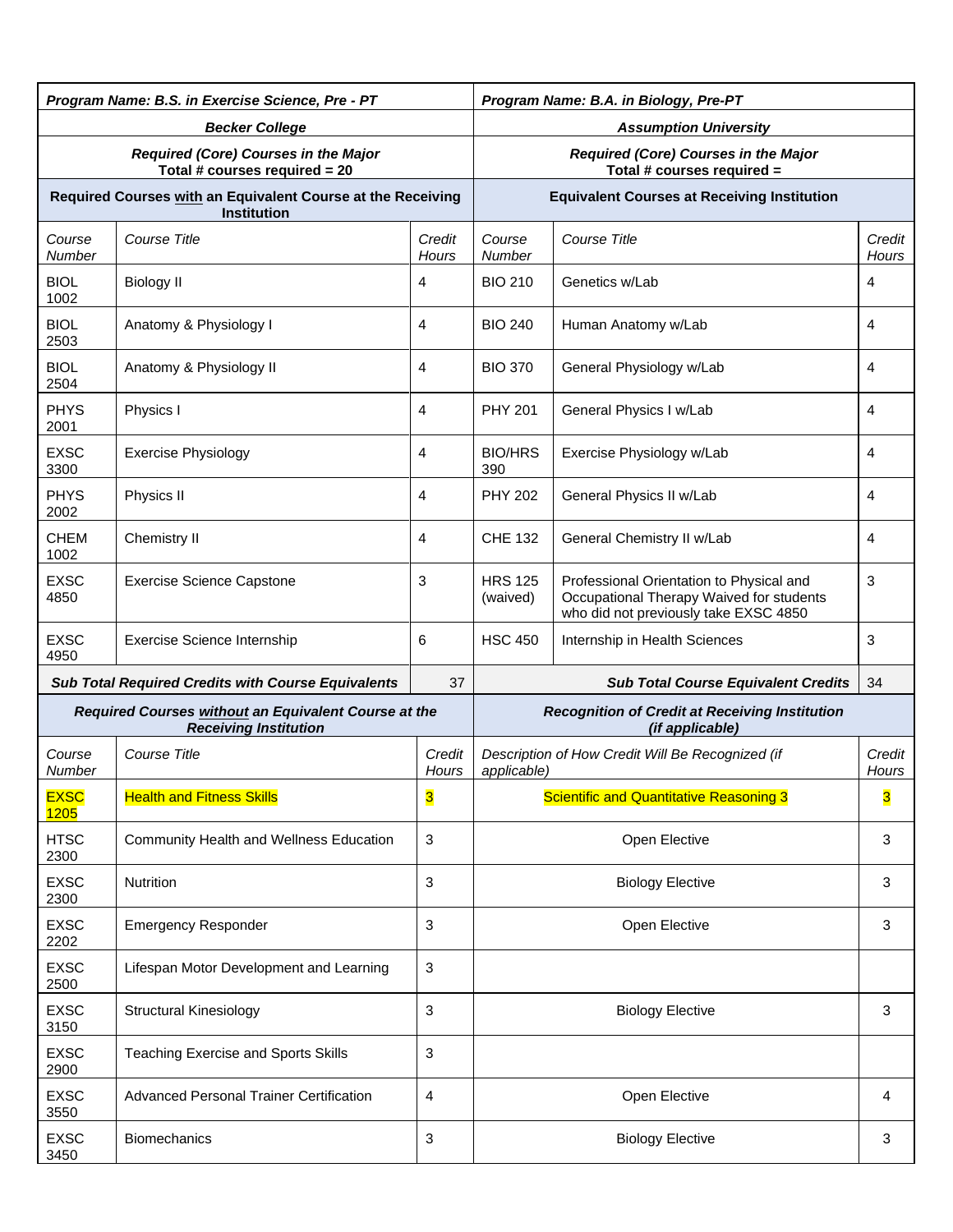| Program Name: B.S. in Exercise Science, Pre - PT | | | Program Name: B.A. in Biology, Pre-PT | | |
|---|---|---|---|---|---|
| ***Becker College*** | | | ***Assumption University*** | | |
| ***Required (Core) Courses in the Major*** **Total # courses required = 20** | | | ***Required (Core) Courses in the Major*** **Total # courses required =** | | |
| **Required Courses with an Equivalent Course at the Receiving Institution** | | | **Equivalent Courses at Receiving Institution** | | |
| *Course Number* | *Course Title* | *Credit Hours* | *Course Number* | *Course Title* | *Credit Hours* |
| BIOL 1002 | Biology II | 4 | BIO 210 | Genetics w/Lab | 4 |
| BIOL 2503 | Anatomy & Physiology I | 4 | BIO 240 | Human Anatomy w/Lab | 4 |
| BIOL 2504 | Anatomy & Physiology II | 4 | BIO 370 | General Physiology w/Lab | 4 |
| PHYS 2001 | Physics I | 4 | PHY 201 | General Physics I w/Lab | 4 |
| EXSC 3300 | Exercise Physiology | 4 | BIO/HRS 390 | Exercise Physiology w/Lab | 4 |
| PHYS 2002 | Physics II | 4 | PHY 202 | General Physics II w/Lab | 4 |
| CHEM 1002 | Chemistry II | 4 | CHE 132 | General Chemistry II w/Lab | 4 |
| EXSC 4850 | Exercise Science Capstone | 3 | HRS 125 (waived) | Professional Orientation to Physical and Occupational Therapy Waived for students who did not previously take EXSC 4850 | 3 |
| EXSC 4950 | Exercise Science Internship | 6 | HSC 450 | Internship in Health Sciences | 3 |
| ***Sub Total Required Credits with Course Equivalents*** | | 37 | ***Sub Total Course Equivalent Credits*** | | 34 |
| ***Required Courses without an Equivalent Course at the Receiving Institution*** | | | ***Recognition of Credit at Receiving Institution (if applicable)*** | | |
| *Course Number* | *Course Title* | *Credit Hours* | *Description of How Credit Will Be Recognized (if applicable)* | | *Credit Hours* |
| EXSC 1205 | Health and Fitness Skills | 3 | Scientific and Quantitative Reasoning 3 | | 3 |
| HTSC 2300 | Community Health and Wellness Education | 3 | Open Elective | | 3 |
| EXSC 2300 | Nutrition | 3 | Biology Elective | | 3 |
| EXSC 2202 | Emergency Responder | 3 | Open Elective | | 3 |
| EXSC 2500 | Lifespan Motor Development and Learning | 3 | | | |
| EXSC 3150 | Structural Kinesiology | 3 | Biology Elective | | 3 |
| EXSC 2900 | Teaching Exercise and Sports Skills | 3 | | | |
| EXSC 3550 | Advanced Personal Trainer Certification | 4 | Open Elective | | 4 |
| EXSC 3450 | Biomechanics | 3 | Biology Elective | | 3 |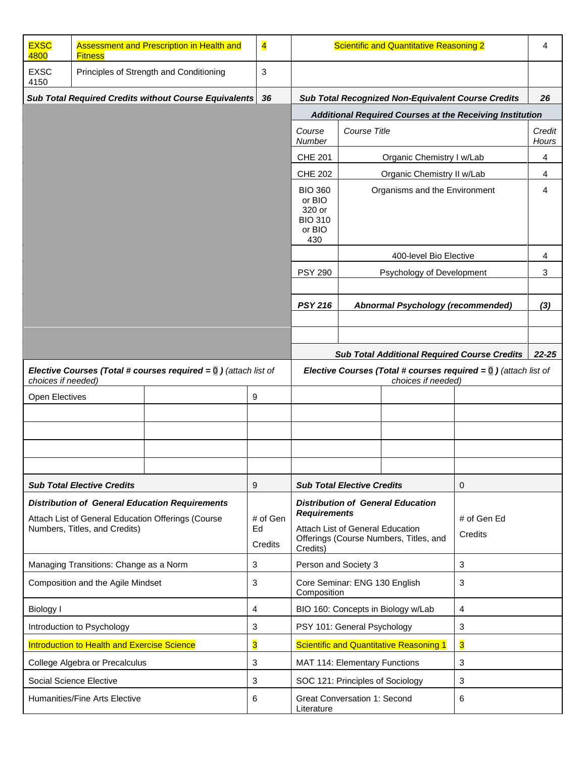| | | | | |
|---|---|---|---|---|
| EXSC 4800 | Assessment and Prescription in Health and Fitness | 4 | Scientific and Quantitative Reasoning 2 | 4 |
| EXSC 4150 | Principles of Strength and Conditioning | 3 | | |
| ***Sub Total Required Credits without Course Equivalents*** | | ***36*** | ***Sub Total Recognized Non-Equivalent Course Credits*** | ***26*** |

| ***Additional Required Courses at the Receiving Institution*** | | |
|---|---|---|
| *Course Number* | *Course Title* | *Credit Hours* |
| CHE 201 | Organic Chemistry I w/Lab | 4 |
| CHE 202 | Organic Chemistry II w/Lab | 4 |
| BIO 360 or BIO 320 or BIO 310 or BIO 430 | Organisms and the Environment | 4 |
| | 400-level Bio Elective | 4 |
| PSY 290 | Psychology of Development | 3 |
| | | |
| ***PSY 216*** | ***Abnormal Psychology (recommended)*** | ***(3)*** |
| | | |
| | | |
| ***Sub Total Additional Required Course Credits*** | | ***22-25*** |

| ***Elective Courses (Total # courses required = 0 )*** *(attach list of choices if needed)* | | | ***Elective Courses (Total # courses required = 0 )*** *(attach list of choices if needed)* | | |
|---|---|---|---|---|---|
| Open Electives | | 9 | | | |
| | | | | | |
| | | | | | |
| | | | | | |
| | | | | | |
| ***Sub Total Elective Credits*** | | 9 | ***Sub Total Elective Credits*** | | 0 |

| ***Distribution of General Education Requirements*** Attach List of General Education Offerings (Course Numbers, Titles, and Credits) | # of Gen Ed Credits | ***Distribution of General Education Requirements*** Attach List of General Education Offerings (Course Numbers, Titles, and Credits) | # of Gen Ed Credits |
|---|---|---|---|
| Managing Transitions: Change as a Norm | 3 | Person and Society 3 | 3 |
| Composition and the Agile Mindset | 3 | Core Seminar: ENG 130 English Composition | 3 |
| Biology I | 4 | BIO 160: Concepts in Biology w/Lab | 4 |
| Introduction to Psychology | 3 | PSY 101: General Psychology | 3 |
| Introduction to Health and Exercise Science | 3 | Scientific and Quantitative Reasoning 1 | 3 |
| College Algebra or Precalculus | 3 | MAT 114: Elementary Functions | 3 |
| Social Science Elective | 3 | SOC 121: Principles of Sociology | 3 |
| Humanities/Fine Arts Elective | 6 | Great Conversation 1: Second Literature | 6 |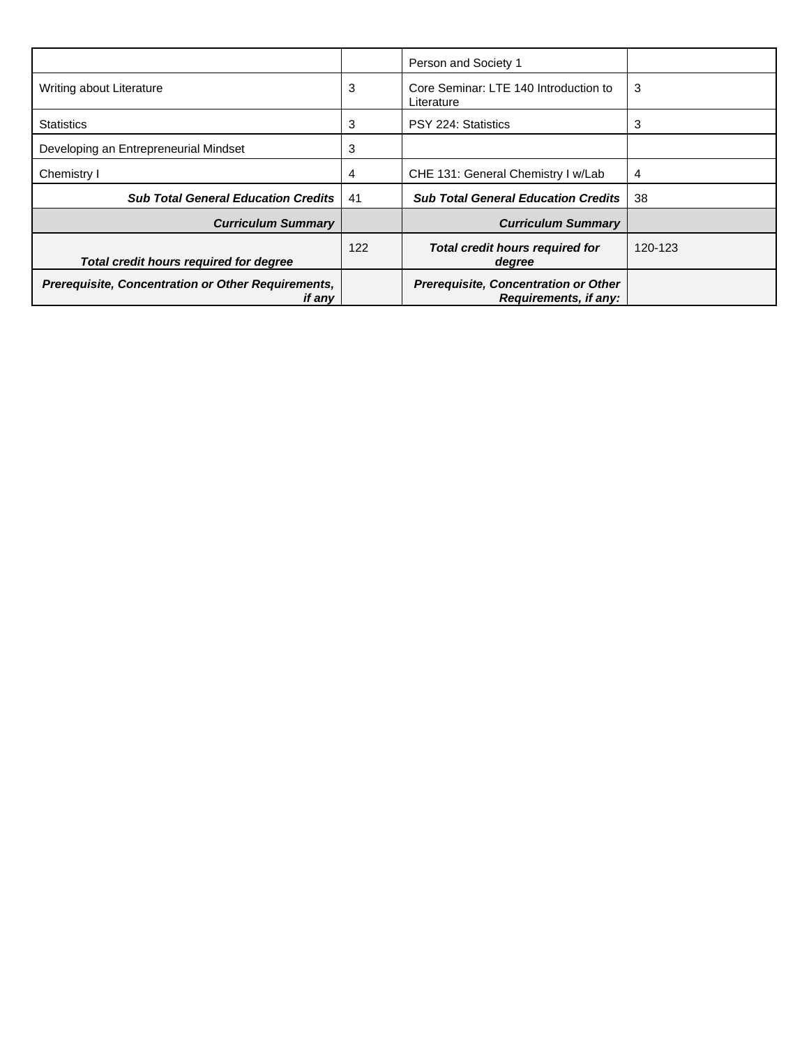| | | Person and Society 1 | |
|---|---|---|---|
| Writing about Literature | 3 | Core Seminar: LTE 140 Introduction to Literature | 3 |
| Statistics | 3 | PSY 224: Statistics | 3 |
| Developing an Entrepreneurial Mindset | 3 | | |
| Chemistry I | 4 | CHE 131: General Chemistry I w/Lab | 4 |
| ***Sub Total General Education Credits*** | 41 | ***Sub Total General Education Credits*** | 38 |
| ***Curriculum Summary*** | | ***Curriculum Summary*** | |
| ***Total credit hours required for degree*** | 122 | ***Total credit hours required for degree*** | 120-123 |
| ***Prerequisite, Concentration or Other Requirements, if any*** | | ***Prerequisite, Concentration or Other Requirements, if any:*** | |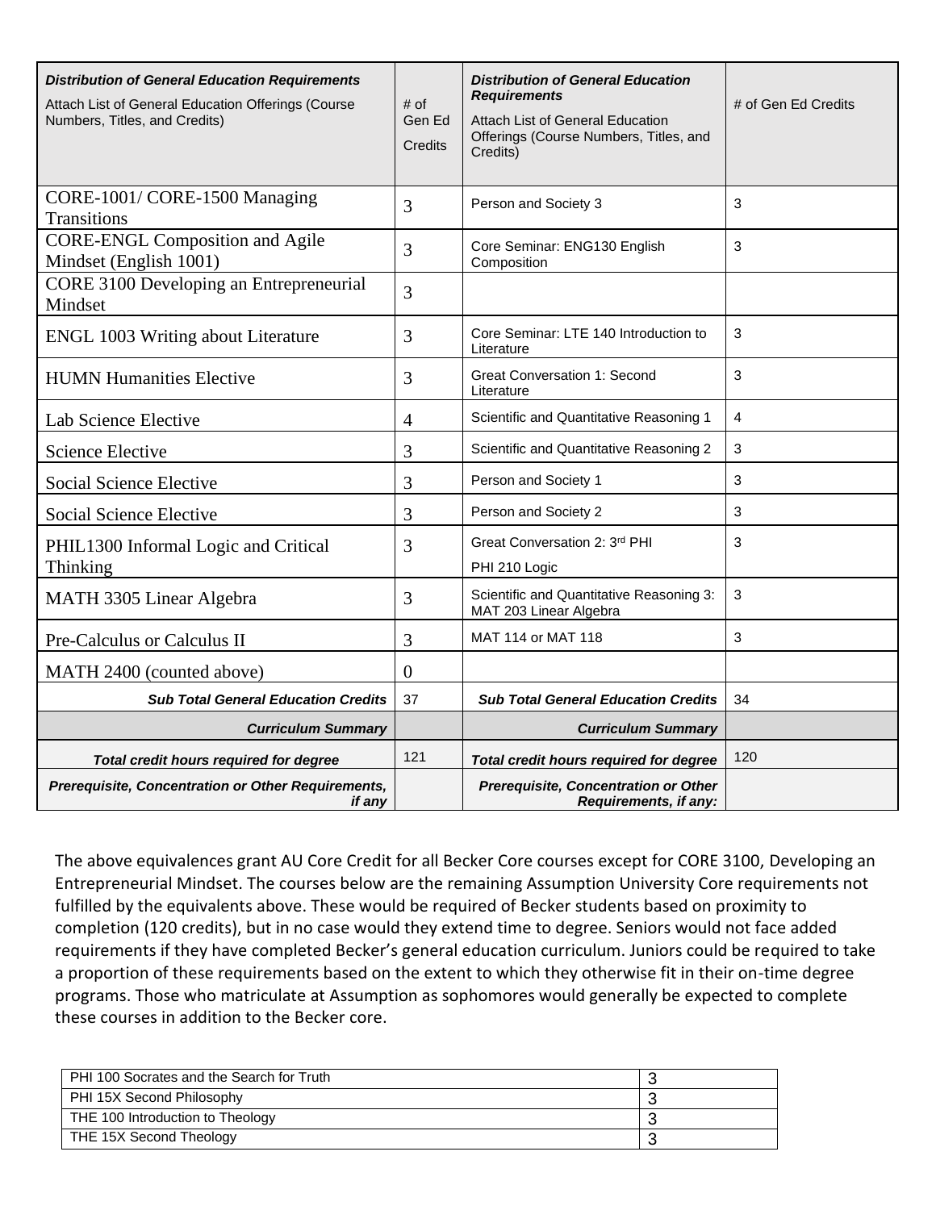| ***Distribution of General Education Requirements*** Attach List of General Education Offerings (Course Numbers, Titles, and Credits) | # of Gen Ed Credits | ***Distribution of General Education Requirements*** Attach List of General Education Offerings (Course Numbers, Titles, and Credits) | # of Gen Ed Credits |
|---|---|---|---|
| CORE-1001/ CORE-1500 Managing Transitions | 3 | Person and Society 3 | 3 |
| CORE-ENGL Composition and Agile Mindset (English 1001) | 3 | Core Seminar: ENG130 English Composition | 3 |
| CORE 3100 Developing an Entrepreneurial Mindset | 3 | | |
| ENGL 1003 Writing about Literature | 3 | Core Seminar: LTE 140 Introduction to Literature | 3 |
| HUMN Humanities Elective | 3 | Great Conversation 1: Second Literature | 3 |
| Lab Science Elective | 4 | Scientific and Quantitative Reasoning 1 | 4 |
| Science Elective | 3 | Scientific and Quantitative Reasoning 2 | 3 |
| Social Science Elective | 3 | Person and Society 1 | 3 |
| Social Science Elective | 3 | Person and Society 2 | 3 |
| PHIL1300 Informal Logic and Critical Thinking | 3 | Great Conversation 2: 3rd PHI PHI 210 Logic | 3 |
| MATH 3305 Linear Algebra | 3 | Scientific and Quantitative Reasoning 3: MAT 203 Linear Algebra | 3 |
| Pre-Calculus or Calculus II | 3 | MAT 114 or MAT 118 | 3 |
| MATH 2400 (counted above) | 0 | | |
| ***Sub Total General Education Credits*** | 37 | ***Sub Total General Education Credits*** | 34 |
| ***Curriculum Summary*** | | ***Curriculum Summary*** | |
| ***Total credit hours required for degree*** | 121 | ***Total credit hours required for degree*** | 120 |
| ***Prerequisite, Concentration or Other Requirements, if any*** | | ***Prerequisite, Concentration or Other Requirements, if any:*** | |

The above equivalences grant AU Core Credit for all Becker Core courses except for CORE 3100, Developing an Entrepreneurial Mindset. The courses below are the remaining Assumption University Core requirements not fulfilled by the equivalents above. These would be required of Becker students based on proximity to completion (120 credits), but in no case would they extend time to degree. Seniors would not face added requirements if they have completed Becker's general education curriculum. Juniors could be required to take a proportion of these requirements based on the extent to which they otherwise fit in their on-time degree programs. Those who matriculate at Assumption as sophomores would generally be expected to complete these courses in addition to the Becker core.

| | |
|---|---|
| PHI 100 Socrates and the Search for Truth | 3 |
| PHI 15X Second Philosophy | 3 |
| THE 100 Introduction to Theology | 3 |
| THE 15X Second Theology | 3 |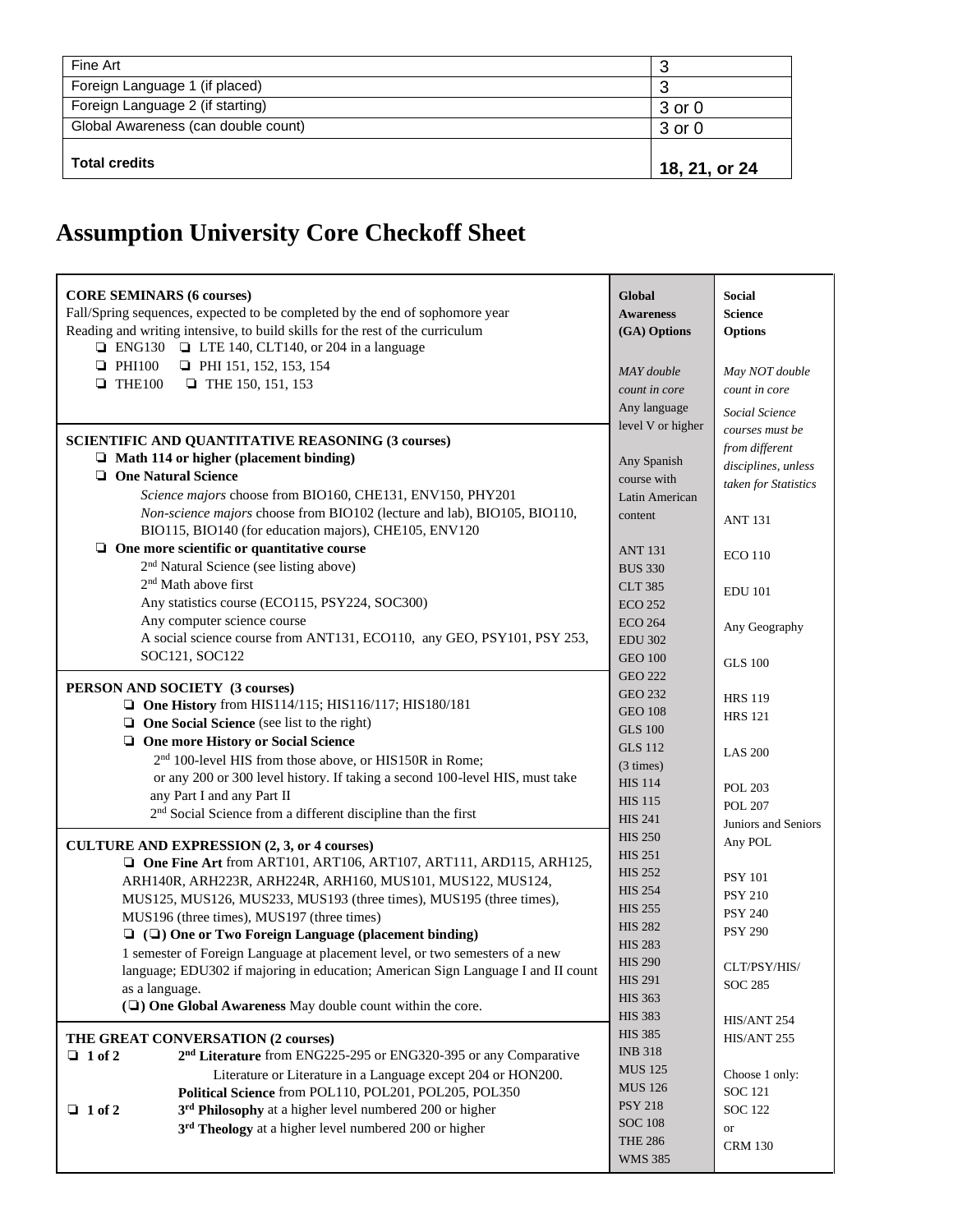| | |
|---|---|
| Fine Art | 3 |
| Foreign Language 1 (if placed) | 3 |
| Foreign Language 2 (if starting) | 3 or 0 |
| Global Awareness (can double count) | 3 or 0 |
| **Total credits** | **18, 21, or 24** |

# Assumption University Core Checkoff Sheet

**CORE SEMINARS (6 courses)**
Fall/Spring sequences, expected to be completed by the end of sophomore year
Reading and writing intensive, to build skills for the rest of the curriculum

- ❑ ENG130 ❑ LTE 140, CLT140, or 204 in a language
- ❑ PHI100 ❑ PHI 151, 152, 153, 154
- ❑ THE100 ❑ THE 150, 151, 153

**SCIENTIFIC AND QUANTITATIVE REASONING (3 courses)**

- ❑ **Math 114 or higher (placement binding)**
- ❑ **One Natural Science**
  - *Science majors* choose from BIO160, CHE131, ENV150, PHY201
  - *Non-science majors* choose from BIO102 (lecture and lab), BIO105, BIO110, BIO115, BIO140 (for education majors), CHE105, ENV120
- ❑ **One more scientific or quantitative course**
  - 2nd Natural Science (see listing above)
  - 2nd Math above first
  - Any statistics course (ECO115, PSY224, SOC300)
  - Any computer science course
  - A social science course from ANT131, ECO110, any GEO, PSY101, PSY 253, SOC121, SOC122

**PERSON AND SOCIETY (3 courses)**

- ❑ **One History** from HIS114/115; HIS116/117; HIS180/181
- ❑ **One Social Science** (see list to the right)
- ❑ **One more History or Social Science**
  - 2nd 100-level HIS from those above, or HIS150R in Rome; or any 200 or 300 level history. If taking a second 100-level HIS, must take any Part I and any Part II
  - 2nd Social Science from a different discipline than the first

**CULTURE AND EXPRESSION (2, 3, or 4 courses)**

- ❑ **One Fine Art** from ART101, ART106, ART107, ART111, ARD115, ARH125, ARH140R, ARH223R, ARH224R, ARH160, MUS101, MUS122, MUS124, MUS125, MUS126, MUS233, MUS193 (three times), MUS195 (three times), MUS196 (three times), MUS197 (three times)
- ❑ **(❑) One or Two Foreign Language (placement binding)**
  1 semester of Foreign Language at placement level, or two semesters of a new language; EDU302 if majoring in education; American Sign Language I and II count as a language.
- **(❑) One Global Awareness** May double count within the core.

**THE GREAT CONVERSATION (2 courses)**

- ❑ **1 of 2**
  - **2nd Literature** from ENG225-295 or ENG320-395 or any Comparative Literature or Literature in a Language except 204 or HON200.
  - **Political Science** from POL110, POL201, POL205, POL350
- ❑ **1 of 2**
  - **3rd Philosophy** at a higher level numbered 200 or higher
  - **3rd Theology** at a higher level numbered 200 or higher

**Global Awareness (GA) Options**

*MAY double count in core*

Any language level V or higher

Any Spanish course with Latin American content

ANT 131, BUS 330, CLT 385, ECO 252, ECO 264, EDU 302, GEO 100, GEO 222, GEO 232, GEO 108, GLS 100, GLS 112 (3 times), HIS 114, HIS 115, HIS 241, HIS 250, HIS 251, HIS 252, HIS 254, HIS 255, HIS 282, HIS 283, HIS 290, HIS 291, HIS 363, HIS 383, HIS 385, INB 318, MUS 125, MUS 126, PSY 218, SOC 108, THE 286, WMS 385

**Social Science Options**

*May NOT double count in core*

*Social Science courses must be from different disciplines, unless taken for Statistics*

ANT 131

ECO 110

EDU 101

Any Geography

GLS 100

HRS 119
HRS 121

LAS 200

POL 203
POL 207
Juniors and Seniors Any POL

PSY 101
PSY 210
PSY 240
PSY 290

CLT/PSY/HIS/SOC 285

HIS/ANT 254
HIS/ANT 255

Choose 1 only:
SOC 121
SOC 122
or
CRM 130